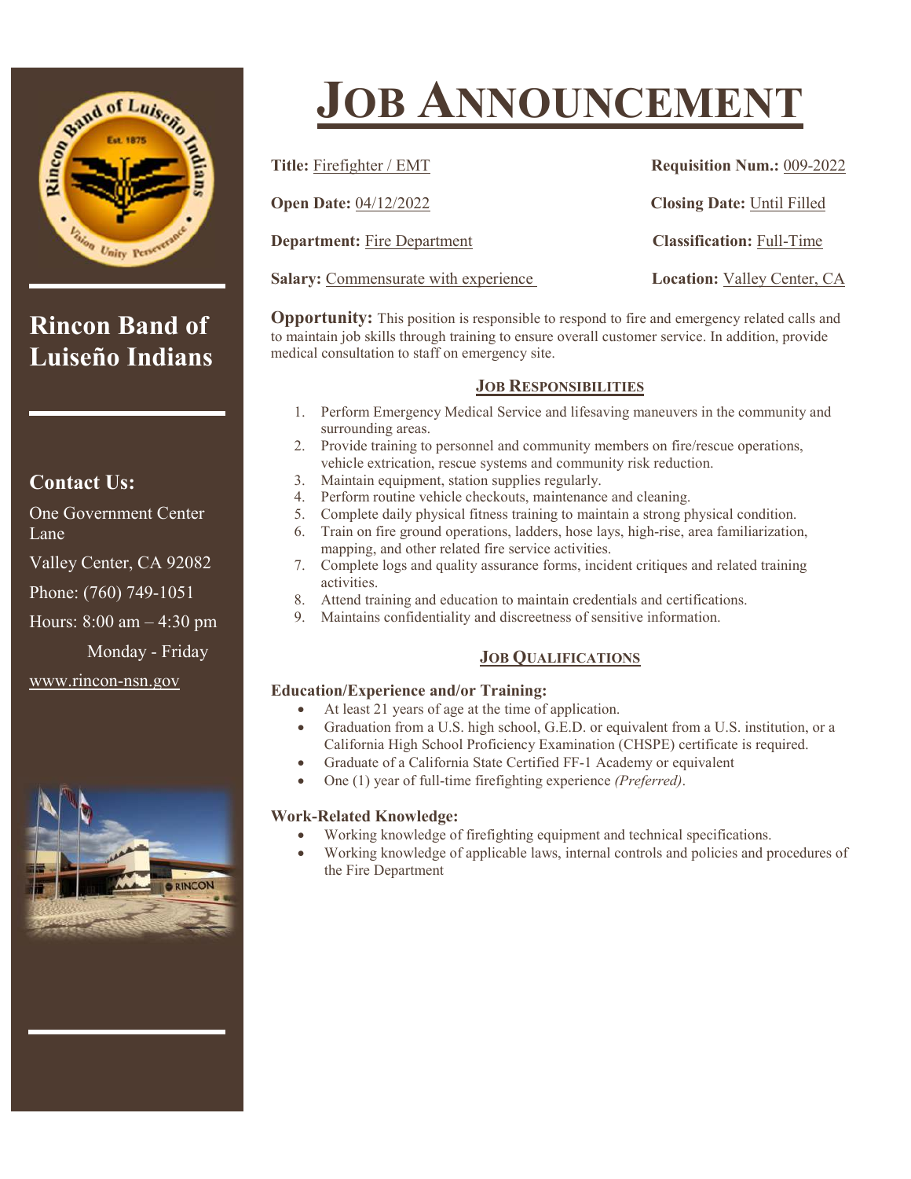# JOB ANNOUNCEMENT

**Title:** Firefighter / EMT

**Requisition Num.:** 009-2022

**Open Date:** 04/12/2022

**Closing Date:** Until Filled

**Department:** Fire Department

**Classification:** Full-Time

**Salary:** Commensurate with experience

**Location:** Valley Center, CA

**Opportunity:** This position is responsible to respond to fire and emergency related calls and to maintain job skills through training to ensure overall customer service. In addition, provide medical consultation to staff on emergency site.

## JOB RESPONSIBILITIES

1. Perform Emergency Medical Service and lifesaving maneuvers in the community and surrounding areas.
2. Provide training to personnel and community members on fire/rescue operations, vehicle extrication, rescue systems and community risk reduction.
3. Maintain equipment, station supplies regularly.
4. Perform routine vehicle checkouts, maintenance and cleaning.
5. Complete daily physical fitness training to maintain a strong physical condition.
6. Train on fire ground operations, ladders, hose lays, high-rise, area familiarization, mapping, and other related fire service activities.
7. Complete logs and quality assurance forms, incident critiques and related training activities.
8. Attend training and education to maintain credentials and certifications.
9. Maintains confidentiality and discreetness of sensitive information.

## JOB QUALIFICATIONS

**Education/Experience and/or Training:**

- At least 21 years of age at the time of application.
- Graduation from a U.S. high school, G.E.D. or equivalent from a U.S. institution, or a California High School Proficiency Examination (CHSPE) certificate is required.
- Graduate of a California State Certified FF-1 Academy or equivalent
- One (1) year of full-time firefighting experience *(Preferred)*.

**Work-Related Knowledge:**

- Working knowledge of firefighting equipment and technical specifications.
- Working knowledge of applicable laws, internal controls and policies and procedures of the Fire Department

## Rincon Band of Luiseño Indians

### Contact Us:

One Government Center Lane

Valley Center, CA 92082

Phone: (760) 749-1051

Hours: 8:00 am – 4:30 pm

Monday - Friday

www.rincon-nsn.gov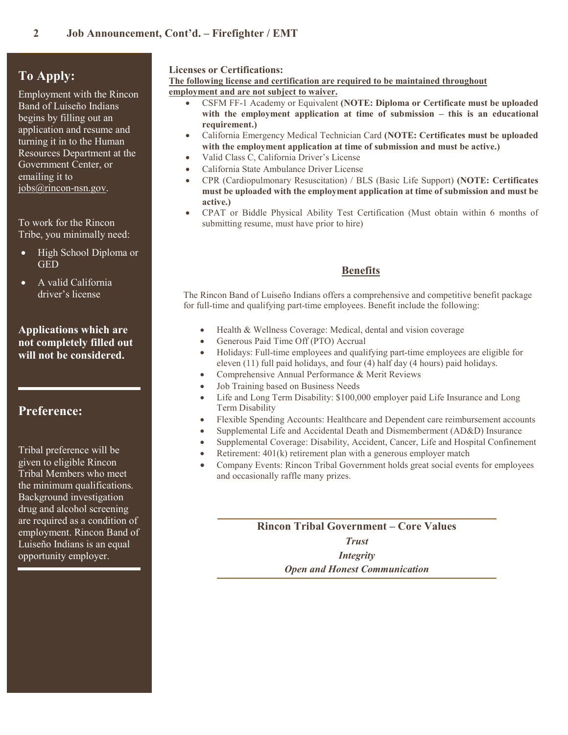## To Apply:

Employment with the Rincon Band of Luiseño Indians begins by filling out an application and resume and turning it in to the Human Resources Department at the Government Center, or emailing it to jobs@rincon-nsn.gov.

To work for the Rincon Tribe, you minimally need:

- High School Diploma or GED
- A valid California driver's license

**Applications which are not completely filled out will not be considered.**

## Preference:

Tribal preference will be given to eligible Rincon Tribal Members who meet the minimum qualifications. Background investigation drug and alcohol screening are required as a condition of employment. Rincon Band of Luiseño Indians is an equal opportunity employer.

**Licenses or Certifications:**

**The following license and certification are required to be maintained throughout employment and are not subject to waiver.**

- CSFM FF-1 Academy or Equivalent **(NOTE: Diploma or Certificate must be uploaded with the employment application at time of submission – this is an educational requirement.)**
- California Emergency Medical Technician Card **(NOTE: Certificates must be uploaded with the employment application at time of submission and must be active.)**
- Valid Class C, California Driver's License
- California State Ambulance Driver License
- CPR (Cardiopulmonary Resuscitation) / BLS (Basic Life Support) **(NOTE: Certificates must be uploaded with the employment application at time of submission and must be active.)**
- CPAT or Biddle Physical Ability Test Certification (Must obtain within 6 months of submitting resume, must have prior to hire)

## Benefits

The Rincon Band of Luiseño Indians offers a comprehensive and competitive benefit package for full-time and qualifying part-time employees. Benefit include the following:

- Health & Wellness Coverage: Medical, dental and vision coverage
- Generous Paid Time Off (PTO) Accrual
- Holidays: Full-time employees and qualifying part-time employees are eligible for eleven (11) full paid holidays, and four (4) half day (4 hours) paid holidays.
- Comprehensive Annual Performance & Merit Reviews
- Job Training based on Business Needs
- Life and Long Term Disability: $100,000 employer paid Life Insurance and Long Term Disability
- Flexible Spending Accounts: Healthcare and Dependent care reimbursement accounts
- Supplemental Life and Accidental Death and Dismemberment (AD&D) Insurance
- Supplemental Coverage: Disability, Accident, Cancer, Life and Hospital Confinement
- Retirement: 401(k) retirement plan with a generous employer match
- Company Events: Rincon Tribal Government holds great social events for employees and occasionally raffle many prizes.

**Rincon Tribal Government – Core Values**

***Trust***

***Integrity***

***Open and Honest Communication***